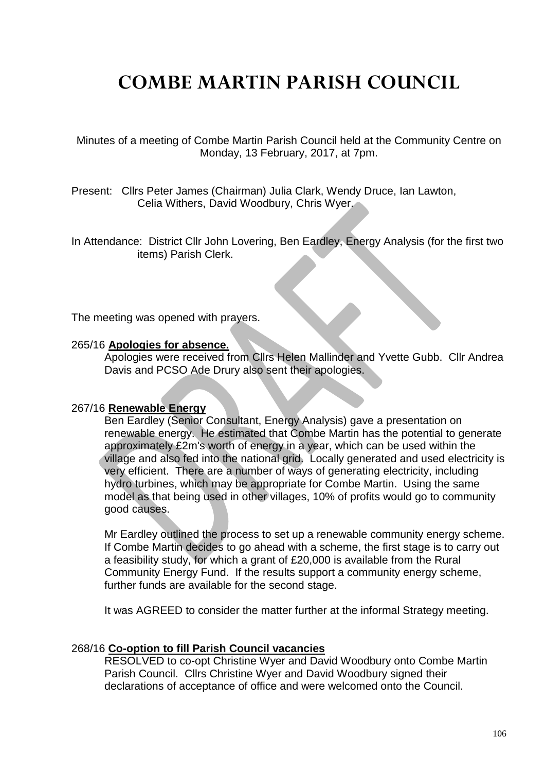# COMBE MARTIN PARISH COUNCIL

Minutes of a meeting of Combe Martin Parish Council held at the Community Centre on Monday, 13 February, 2017, at 7pm.

Present: Cllrs Peter James (Chairman) Julia Clark, Wendy Druce, Ian Lawton, Celia Withers, David Woodbury, Chris Wyer.

In Attendance: District Cllr John Lovering, Ben Eardley, Energy Analysis (for the first two items) Parish Clerk.

The meeting was opened with prayers.

265/16 **Apologies for absence.**

Apologies were received from Cllrs Helen Mallinder and Yvette Gubb. Cllr Andrea Davis and PCSO Ade Drury also sent their apologies.

267/16 **Renewable Energy**

Ben Eardley (Senior Consultant, Energy Analysis) gave a presentation on renewable energy. He estimated that Combe Martin has the potential to generate approximately £2m's worth of energy in a year, which can be used within the village and also fed into the national grid. Locally generated and used electricity is very efficient. There are a number of ways of generating electricity, including hydro turbines, which may be appropriate for Combe Martin. Using the same model as that being used in other villages, 10% of profits would go to community good causes.

Mr Eardley outlined the process to set up a renewable community energy scheme. If Combe Martin decides to go ahead with a scheme, the first stage is to carry out a feasibility study, for which a grant of £20,000 is available from the Rural Community Energy Fund. If the results support a community energy scheme, further funds are available for the second stage.

It was AGREED to consider the matter further at the informal Strategy meeting.

268/16 **Co-option to fill Parish Council vacancies**

RESOLVED to co-opt Christine Wyer and David Woodbury onto Combe Martin Parish Council. Cllrs Christine Wyer and David Woodbury signed their declarations of acceptance of office and were welcomed onto the Council.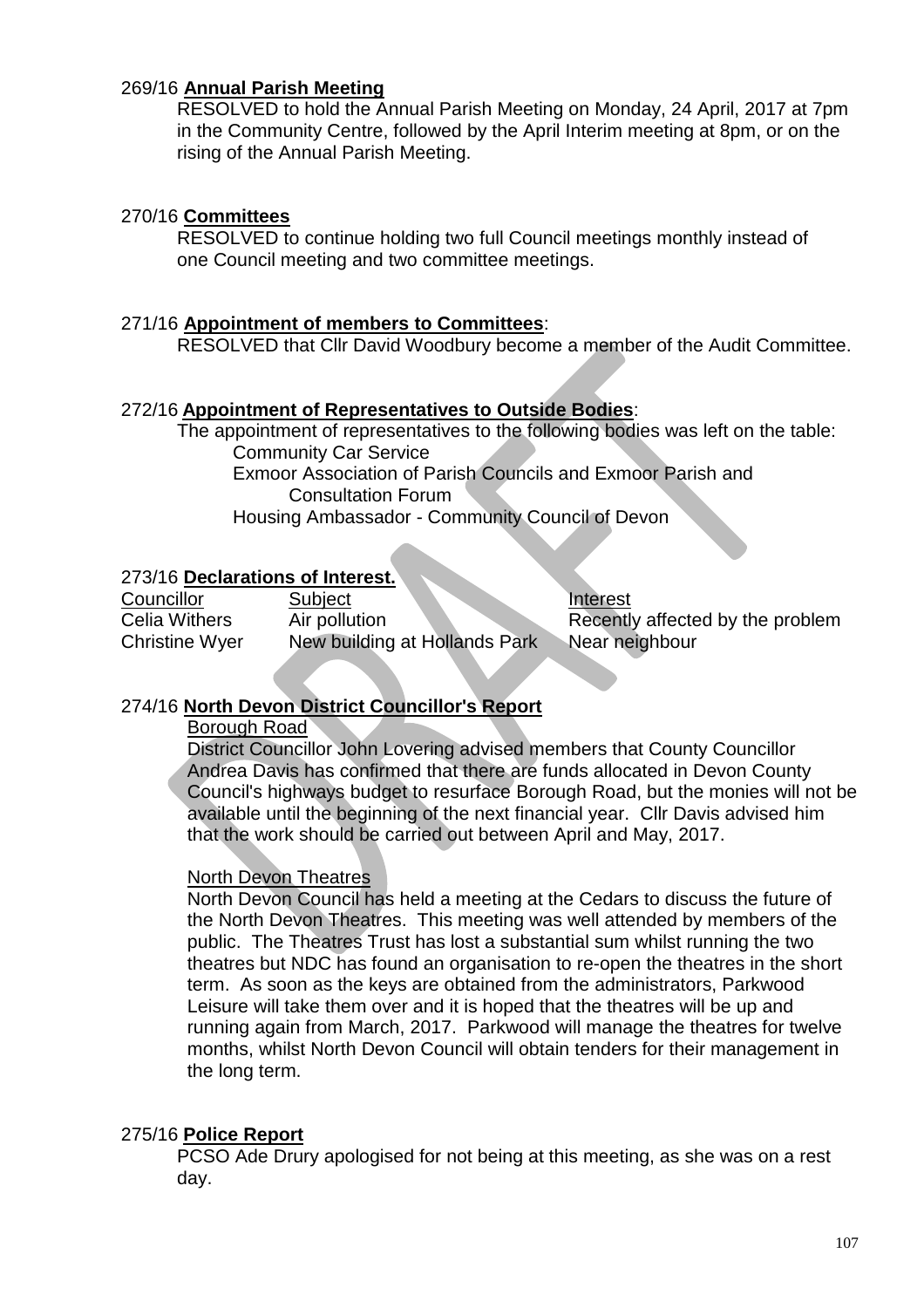269/16 **Annual Parish Meeting**

RESOLVED to hold the Annual Parish Meeting on Monday, 24 April, 2017 at 7pm in the Community Centre, followed by the April Interim meeting at 8pm, or on the rising of the Annual Parish Meeting.

270/16 **Committees**

RESOLVED to continue holding two full Council meetings monthly instead of one Council meeting and two committee meetings.

271/16 **Appointment of members to Committees**:

RESOLVED that Cllr David Woodbury become a member of the Audit Committee.

272/16 **Appointment of Representatives to Outside Bodies**:

The appointment of representatives to the following bodies was left on the table:

- Community Car Service
- Exmoor Association of Parish Councils and Exmoor Parish and Consultation Forum
- Housing Ambassador - Community Council of Devon

273/16 **Declarations of Interest.**

| Councillor | Subject | Interest |
| --- | --- | --- |
| Celia Withers | Air pollution | Recently affected by the problem |
| Christine Wyer | New building at Hollands Park | Near neighbour |

274/16 **North Devon District Councillor's Report**

Borough Road

District Councillor John Lovering advised members that County Councillor Andrea Davis has confirmed that there are funds allocated in Devon County Council's highways budget to resurface Borough Road, but the monies will not be available until the beginning of the next financial year. Cllr Davis advised him that the work should be carried out between April and May, 2017.

North Devon Theatres

North Devon Council has held a meeting at the Cedars to discuss the future of the North Devon Theatres. This meeting was well attended by members of the public. The Theatres Trust has lost a substantial sum whilst running the two theatres but NDC has found an organisation to re-open the theatres in the short term. As soon as the keys are obtained from the administrators, Parkwood Leisure will take them over and it is hoped that the theatres will be up and running again from March, 2017. Parkwood will manage the theatres for twelve months, whilst North Devon Council will obtain tenders for their management in the long term.

275/16 **Police Report**

PCSO Ade Drury apologised for not being at this meeting, as she was on a rest day.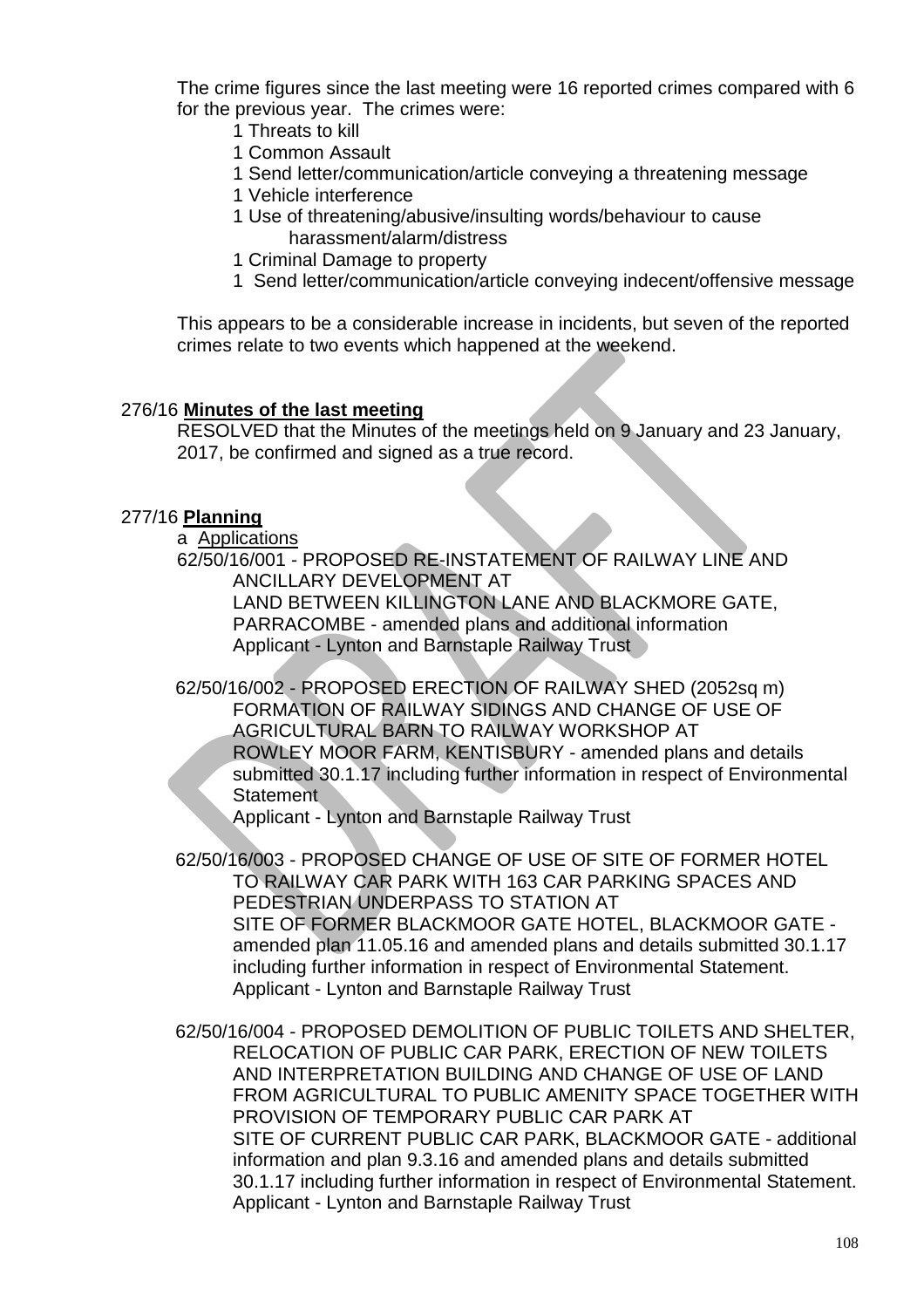The crime figures since the last meeting were 16 reported crimes compared with 6 for the previous year. The crimes were:

- 1 Threats to kill
- 1 Common Assault
- 1 Send letter/communication/article conveying a threatening message
- 1 Vehicle interference
- 1 Use of threatening/abusive/insulting words/behaviour to cause harassment/alarm/distress
- 1 Criminal Damage to property
- 1 Send letter/communication/article conveying indecent/offensive message

This appears to be a considerable increase in incidents, but seven of the reported crimes relate to two events which happened at the weekend.

276/16 **Minutes of the last meeting**

RESOLVED that the Minutes of the meetings held on 9 January and 23 January, 2017, be confirmed and signed as a true record.

277/16 **Planning**

a Applications

62/50/16/001 - PROPOSED RE-INSTATEMENT OF RAILWAY LINE AND ANCILLARY DEVELOPMENT AT
LAND BETWEEN KILLINGTON LANE AND BLACKMORE GATE, PARRACOMBE - amended plans and additional information
Applicant - Lynton and Barnstaple Railway Trust

62/50/16/002 - PROPOSED ERECTION OF RAILWAY SHED (2052sq m) FORMATION OF RAILWAY SIDINGS AND CHANGE OF USE OF AGRICULTURAL BARN TO RAILWAY WORKSHOP AT
ROWLEY MOOR FARM, KENTISBURY - amended plans and details submitted 30.1.17 including further information in respect of Environmental Statement
Applicant - Lynton and Barnstaple Railway Trust

62/50/16/003 - PROPOSED CHANGE OF USE OF SITE OF FORMER HOTEL TO RAILWAY CAR PARK WITH 163 CAR PARKING SPACES AND PEDESTRIAN UNDERPASS TO STATION AT
SITE OF FORMER BLACKMOOR GATE HOTEL, BLACKMOOR GATE - amended plan 11.05.16 and amended plans and details submitted 30.1.17 including further information in respect of Environmental Statement.
Applicant - Lynton and Barnstaple Railway Trust

62/50/16/004 - PROPOSED DEMOLITION OF PUBLIC TOILETS AND SHELTER, RELOCATION OF PUBLIC CAR PARK, ERECTION OF NEW TOILETS AND INTERPRETATION BUILDING AND CHANGE OF USE OF LAND FROM AGRICULTURAL TO PUBLIC AMENITY SPACE TOGETHER WITH PROVISION OF TEMPORARY PUBLIC CAR PARK AT
SITE OF CURRENT PUBLIC CAR PARK, BLACKMOOR GATE - additional information and plan 9.3.16 and amended plans and details submitted 30.1.17 including further information in respect of Environmental Statement.
Applicant - Lynton and Barnstaple Railway Trust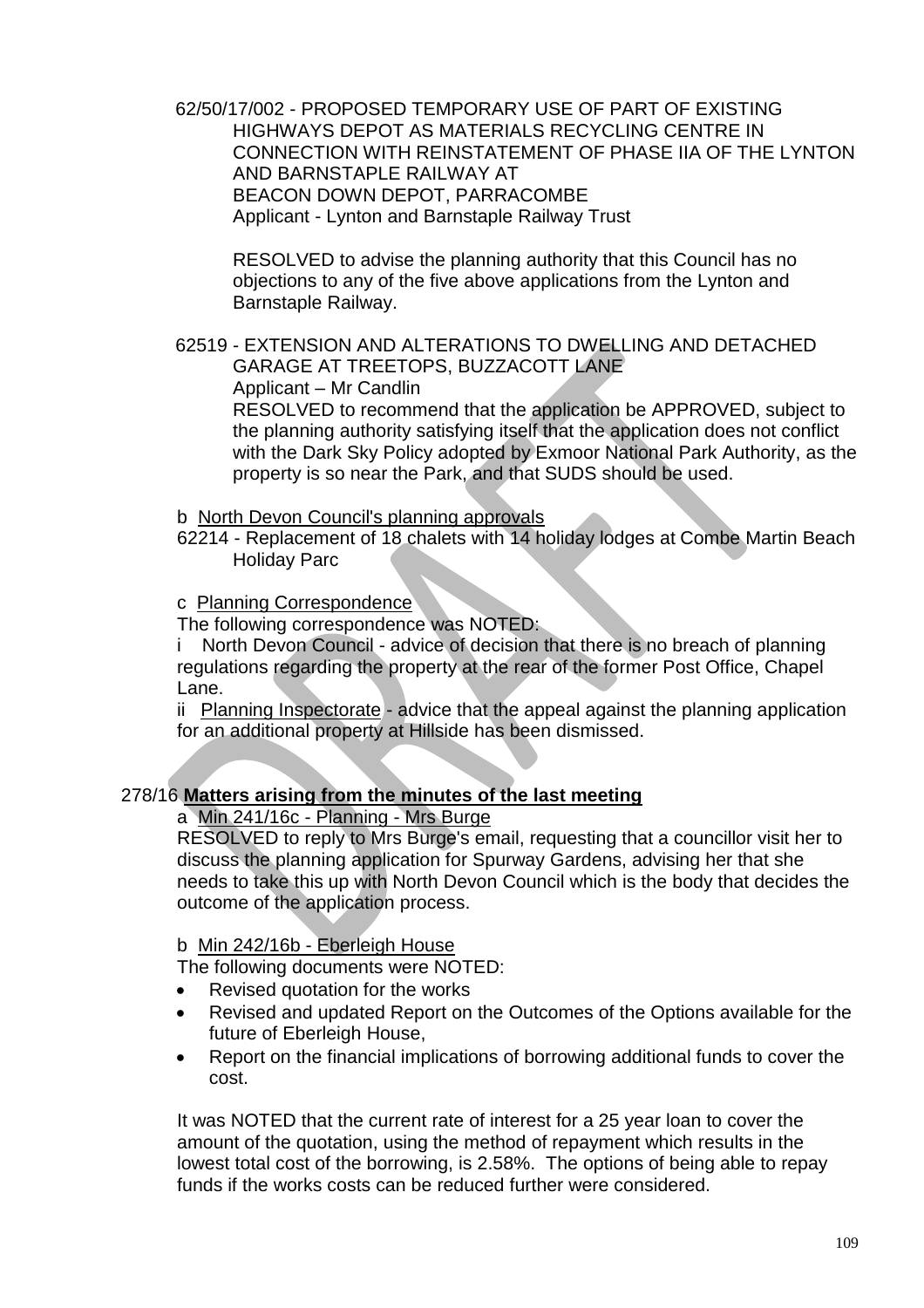62/50/17/002 - PROPOSED TEMPORARY USE OF PART OF EXISTING HIGHWAYS DEPOT AS MATERIALS RECYCLING CENTRE IN CONNECTION WITH REINSTATEMENT OF PHASE IIA OF THE LYNTON AND BARNSTAPLE RAILWAY AT BEACON DOWN DEPOT, PARRACOMBE
Applicant - Lynton and Barnstaple Railway Trust

RESOLVED to advise the planning authority that this Council has no objections to any of the five above applications from the Lynton and Barnstaple Railway.

62519 - EXTENSION AND ALTERATIONS TO DWELLING AND DETACHED GARAGE AT TREETOPS, BUZZACOTT LANE
Applicant – Mr Candlin
RESOLVED to recommend that the application be APPROVED, subject to the planning authority satisfying itself that the application does not conflict with the Dark Sky Policy adopted by Exmoor National Park Authority, as the property is so near the Park, and that SUDS should be used.

b North Devon Council's planning approvals

62214 - Replacement of 18 chalets with 14 holiday lodges at Combe Martin Beach Holiday Parc

c Planning Correspondence

The following correspondence was NOTED:

i North Devon Council - advice of decision that there is no breach of planning regulations regarding the property at the rear of the former Post Office, Chapel Lane.

ii Planning Inspectorate - advice that the appeal against the planning application for an additional property at Hillside has been dismissed.

## 278/16 **Matters arising from the minutes of the last meeting**

a Min 241/16c - Planning - Mrs Burge

RESOLVED to reply to Mrs Burge's email, requesting that a councillor visit her to discuss the planning application for Spurway Gardens, advising her that she needs to take this up with North Devon Council which is the body that decides the outcome of the application process.

b Min 242/16b - Eberleigh House

The following documents were NOTED:

- Revised quotation for the works
- Revised and updated Report on the Outcomes of the Options available for the future of Eberleigh House,
- Report on the financial implications of borrowing additional funds to cover the cost.

It was NOTED that the current rate of interest for a 25 year loan to cover the amount of the quotation, using the method of repayment which results in the lowest total cost of the borrowing, is 2.58%. The options of being able to repay funds if the works costs can be reduced further were considered.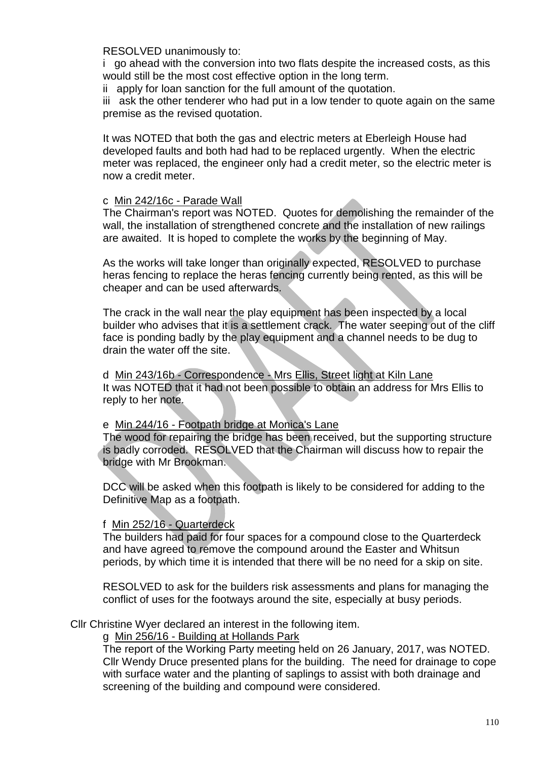RESOLVED unanimously to:

i go ahead with the conversion into two flats despite the increased costs, as this would still be the most cost effective option in the long term.

ii apply for loan sanction for the full amount of the quotation.

iii ask the other tenderer who had put in a low tender to quote again on the same premise as the revised quotation.

It was NOTED that both the gas and electric meters at Eberleigh House had developed faults and both had had to be replaced urgently. When the electric meter was replaced, the engineer only had a credit meter, so the electric meter is now a credit meter.

c Min 242/16c - Parade Wall

The Chairman's report was NOTED. Quotes for demolishing the remainder of the wall, the installation of strengthened concrete and the installation of new railings are awaited. It is hoped to complete the works by the beginning of May.

As the works will take longer than originally expected, RESOLVED to purchase heras fencing to replace the heras fencing currently being rented, as this will be cheaper and can be used afterwards.

The crack in the wall near the play equipment has been inspected by a local builder who advises that it is a settlement crack. The water seeping out of the cliff face is ponding badly by the play equipment and a channel needs to be dug to drain the water off the site.

d Min 243/16b - Correspondence - Mrs Ellis, Street light at Kiln Lane

It was NOTED that it had not been possible to obtain an address for Mrs Ellis to reply to her note.

e Min 244/16 - Footpath bridge at Monica's Lane

The wood for repairing the bridge has been received, but the supporting structure is badly corroded. RESOLVED that the Chairman will discuss how to repair the bridge with Mr Brookman.

DCC will be asked when this footpath is likely to be considered for adding to the Definitive Map as a footpath.

f Min 252/16 - Quarterdeck

The builders had paid for four spaces for a compound close to the Quarterdeck and have agreed to remove the compound around the Easter and Whitsun periods, by which time it is intended that there will be no need for a skip on site.

RESOLVED to ask for the builders risk assessments and plans for managing the conflict of uses for the footways around the site, especially at busy periods.

Cllr Christine Wyer declared an interest in the following item.

g Min 256/16 - Building at Hollands Park

The report of the Working Party meeting held on 26 January, 2017, was NOTED. Cllr Wendy Druce presented plans for the building. The need for drainage to cope with surface water and the planting of saplings to assist with both drainage and screening of the building and compound were considered.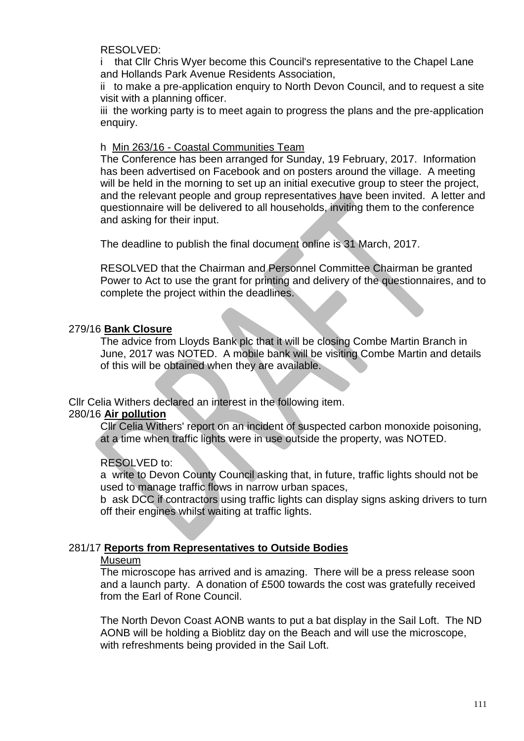RESOLVED:

i  that Cllr Chris Wyer become this Council's representative to the Chapel Lane and Hollands Park Avenue Residents Association,

ii  to make a pre-application enquiry to North Devon Council, and to request a site visit with a planning officer.

iii  the working party is to meet again to progress the plans and the pre-application enquiry.

h  Min 263/16 - Coastal Communities Team

The Conference has been arranged for Sunday, 19 February, 2017. Information has been advertised on Facebook and on posters around the village. A meeting will be held in the morning to set up an initial executive group to steer the project, and the relevant people and group representatives have been invited. A letter and questionnaire will be delivered to all households, inviting them to the conference and asking for their input.

The deadline to publish the final document online is 31 March, 2017.

RESOLVED that the Chairman and Personnel Committee Chairman be granted Power to Act to use the grant for printing and delivery of the questionnaires, and to complete the project within the deadlines.

279/16 **Bank Closure**

The advice from Lloyds Bank plc that it will be closing Combe Martin Branch in June, 2017 was NOTED. A mobile bank will be visiting Combe Martin and details of this will be obtained when they are available.

Cllr Celia Withers declared an interest in the following item.

280/16 **Air pollution**

Cllr Celia Withers' report on an incident of suspected carbon monoxide poisoning, at a time when traffic lights were in use outside the property, was NOTED.

RESOLVED to:

a  write to Devon County Council asking that, in future, traffic lights should not be used to manage traffic flows in narrow urban spaces,

b  ask DCC if contractors using traffic lights can display signs asking drivers to turn off their engines whilst waiting at traffic lights.

281/17 **Reports from Representatives to Outside Bodies**

Museum

The microscope has arrived and is amazing. There will be a press release soon and a launch party. A donation of £500 towards the cost was gratefully received from the Earl of Rone Council.

The North Devon Coast AONB wants to put a bat display in the Sail Loft. The ND AONB will be holding a Bioblitz day on the Beach and will use the microscope, with refreshments being provided in the Sail Loft.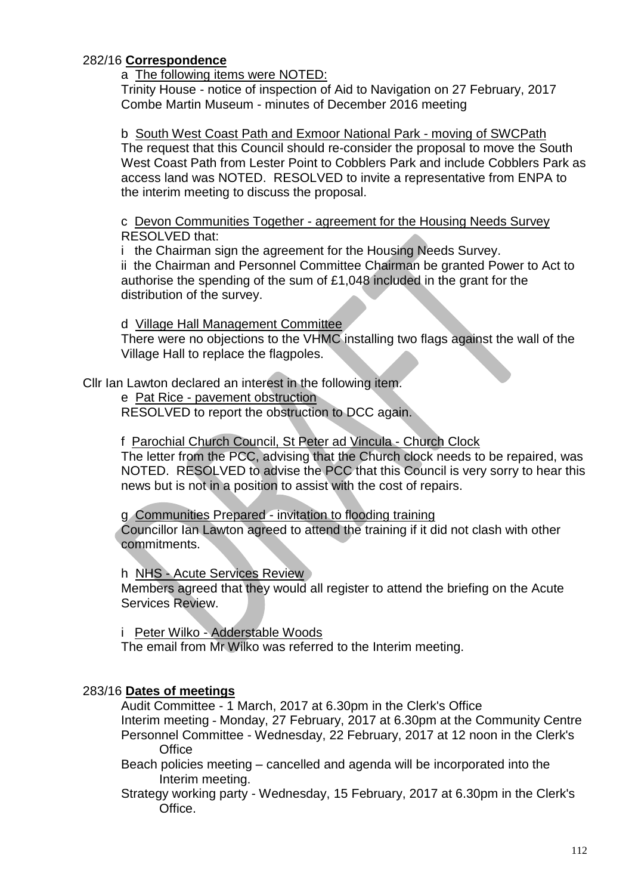282/16 **Correspondence**

a <u>The following items were NOTED:</u>

Trinity House - notice of inspection of Aid to Navigation on 27 February, 2017
Combe Martin Museum - minutes of December 2016 meeting

b <u>South West Coast Path and Exmoor National Park - moving of SWCPath</u>

The request that this Council should re-consider the proposal to move the South West Coast Path from Lester Point to Cobblers Park and include Cobblers Park as access land was NOTED. RESOLVED to invite a representative from ENPA to the interim meeting to discuss the proposal.

c <u>Devon Communities Together - agreement for the Housing Needs Survey</u>

RESOLVED that:

i the Chairman sign the agreement for the Housing Needs Survey.

ii the Chairman and Personnel Committee Chairman be granted Power to Act to authorise the spending of the sum of £1,048 included in the grant for the distribution of the survey.

d <u>Village Hall Management Committee</u>

There were no objections to the VHMC installing two flags against the wall of the Village Hall to replace the flagpoles.

Cllr Ian Lawton declared an interest in the following item.

e <u>Pat Rice - pavement obstruction</u>

RESOLVED to report the obstruction to DCC again.

f <u>Parochial Church Council, St Peter ad Vincula - Church Clock</u>

The letter from the PCC, advising that the Church clock needs to be repaired, was NOTED. RESOLVED to advise the PCC that this Council is very sorry to hear this news but is not in a position to assist with the cost of repairs.

g <u>Communities Prepared - invitation to flooding training</u>

Councillor Ian Lawton agreed to attend the training if it did not clash with other commitments.

h <u>NHS - Acute Services Review</u>

Members agreed that they would all register to attend the briefing on the Acute Services Review.

i <u>Peter Wilko - Adderstable Woods</u>

The email from Mr Wilko was referred to the Interim meeting.

283/16 **Dates of meetings**

Audit Committee - 1 March, 2017 at 6.30pm in the Clerk's Office
Interim meeting - Monday, 27 February, 2017 at 6.30pm at the Community Centre
Personnel Committee - Wednesday, 22 February, 2017 at 12 noon in the Clerk's Office
Beach policies meeting – cancelled and agenda will be incorporated into the Interim meeting.
Strategy working party - Wednesday, 15 February, 2017 at 6.30pm in the Clerk's Office.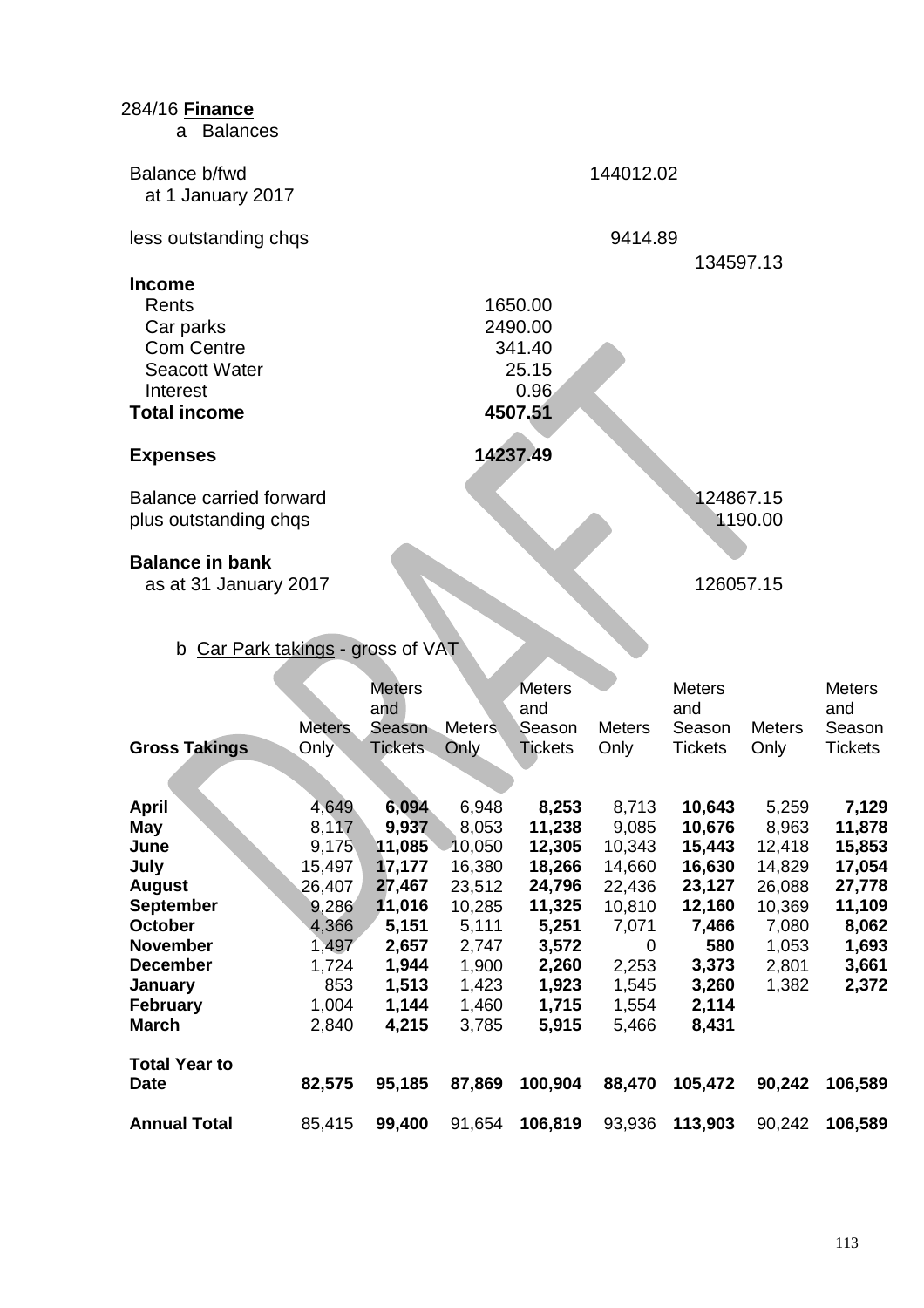284/16 **Finance**

a <u>Balances</u>

| | | | |
|---|---|---|---|
| Balance b/fwd at 1 January 2017 | | 144012.02 | |
| less outstanding chqs | | 9414.89 | |
| | | | 134597.13 |
| **Income** | | | |
| Rents | 1650.00 | | |
| Car parks | 2490.00 | | |
| Com Centre | 341.40 | | |
| Seacott Water | 25.15 | | |
| Interest | 0.96 | | |
| **Total income** | **4507.51** | | |
| **Expenses** | **14237.49** | | |
| Balance carried forward | | | 124867.15 |
| plus outstanding chqs | | | 1190.00 |
| **Balance in bank** as at 31 January 2017 | | | 126057.15 |

b <u>Car Park takings</u> - gross of VAT

| **Gross Takings** | Meters Only | Meters and Season Tickets | Meters Only | Meters and Season Tickets | Meters Only | Meters and Season Tickets | Meters Only | Meters and Season Tickets |
|---|---|---|---|---|---|---|---|---|
| **April** | 4,649 | **6,094** | 6,948 | **8,253** | 8,713 | **10,643** | 5,259 | **7,129** |
| **May** | 8,117 | **9,937** | 8,053 | **11,238** | 9,085 | **10,676** | 8,963 | **11,878** |
| **June** | 9,175 | **11,085** | 10,050 | **12,305** | 10,343 | **15,443** | 12,418 | **15,853** |
| **July** | 15,497 | **17,177** | 16,380 | **18,266** | 14,660 | **16,630** | 14,829 | **17,054** |
| **August** | 26,407 | **27,467** | 23,512 | **24,796** | 22,436 | **23,127** | 26,088 | **27,778** |
| **September** | 9,286 | **11,016** | 10,285 | **11,325** | 10,810 | **12,160** | 10,369 | **11,109** |
| **October** | 4,366 | **5,151** | 5,111 | **5,251** | 7,071 | **7,466** | 7,080 | **8,062** |
| **November** | 1,497 | **2,657** | 2,747 | **3,572** | 0 | **580** | 1,053 | **1,693** |
| **December** | 1,724 | **1,944** | 1,900 | **2,260** | 2,253 | **3,373** | 2,801 | **3,661** |
| **January** | 853 | **1,513** | 1,423 | **1,923** | 1,545 | **3,260** | 1,382 | **2,372** |
| **February** | 1,004 | **1,144** | 1,460 | **1,715** | 1,554 | **2,114** | | |
| **March** | 2,840 | **4,215** | 3,785 | **5,915** | 5,466 | **8,431** | | |
| **Total Year to Date** | **82,575** | **95,185** | **87,869** | **100,904** | **88,470** | **105,472** | **90,242** | **106,589** |
| **Annual Total** | 85,415 | **99,400** | 91,654 | **106,819** | 93,936 | **113,903** | 90,242 | **106,589** |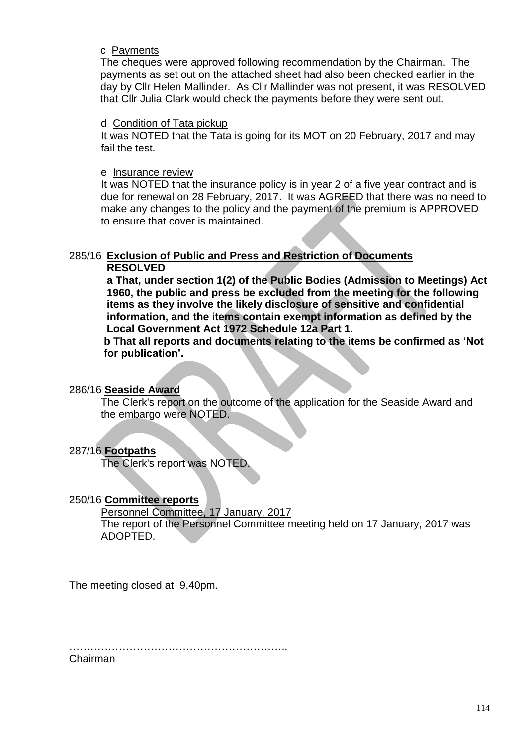c Payments

The cheques were approved following recommendation by the Chairman. The payments as set out on the attached sheet had also been checked earlier in the day by Cllr Helen Mallinder. As Cllr Mallinder was not present, it was RESOLVED that Cllr Julia Clark would check the payments before they were sent out.

d Condition of Tata pickup

It was NOTED that the Tata is going for its MOT on 20 February, 2017 and may fail the test.

e Insurance review

It was NOTED that the insurance policy is in year 2 of a five year contract and is due for renewal on 28 February, 2017. It was AGREED that there was no need to make any changes to the policy and the payment of the premium is APPROVED to ensure that cover is maintained.

285/16 **Exclusion of Public and Press and Restriction of Documents**

**RESOLVED**

**a That, under section 1(2) of the Public Bodies (Admission to Meetings) Act 1960, the public and press be excluded from the meeting for the following items as they involve the likely disclosure of sensitive and confidential information, and the items contain exempt information as defined by the Local Government Act 1972 Schedule 12a Part 1.**

**b That all reports and documents relating to the items be confirmed as 'Not for publication'.**

286/16 **Seaside Award**

The Clerk's report on the outcome of the application for the Seaside Award and the embargo were NOTED.

287/16 **Footpaths**

The Clerk's report was NOTED.

250/16 **Committee reports**

Personnel Committee, 17 January, 2017

The report of the Personnel Committee meeting held on 17 January, 2017 was ADOPTED.

The meeting closed at 9.40pm.

……………………………………………………..

Chairman